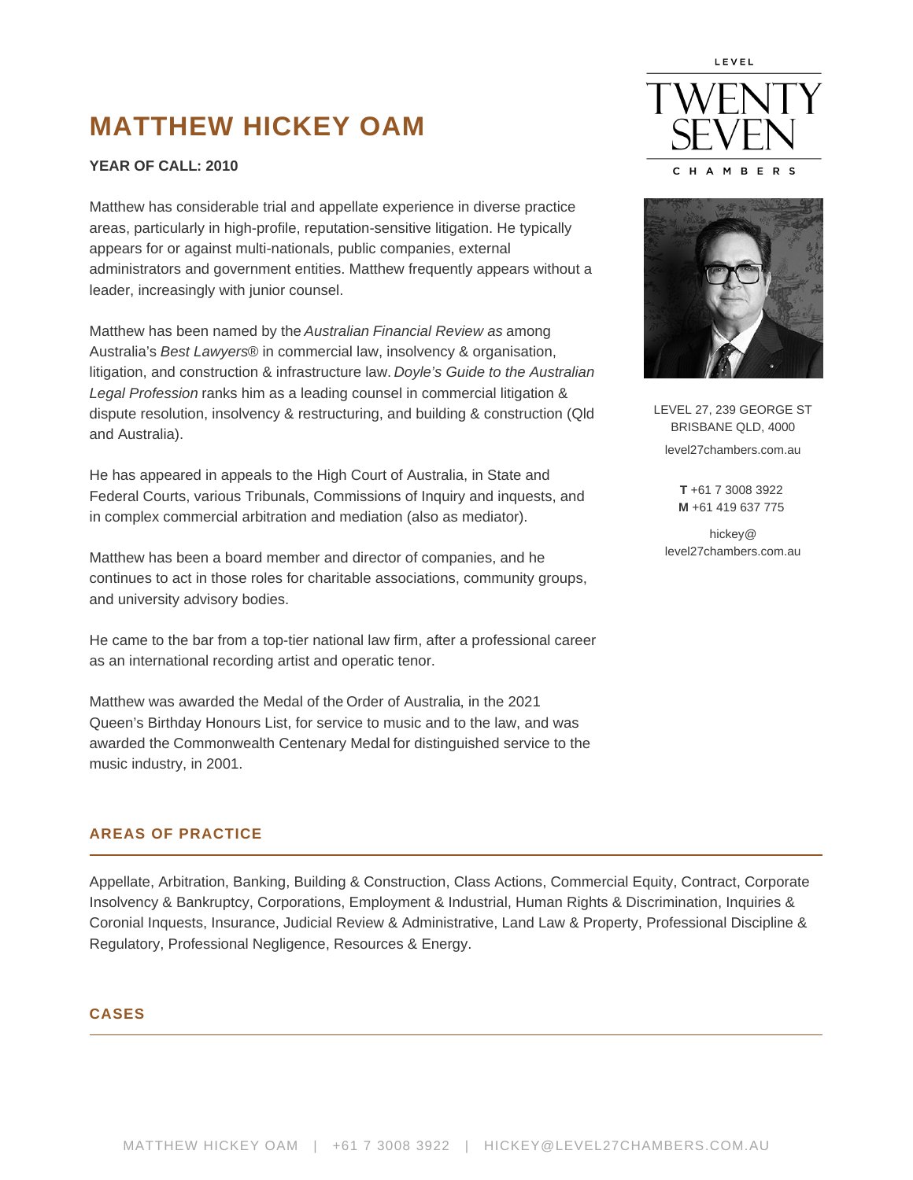# MATTHEW HICKEY OAM

**YEAR OF CALL: 2010**

Matthew has considerable trial and appellate experience in diverse practice areas, particularly in high-profile, reputation-sensitive litigation. He typically appears for or against multi-nationals, public companies, external administrators and government entities. Matthew frequently appears without a leader, increasingly with junior counsel.

Matthew has been named by the *Australian Financial Review as* among Australia's *Best Lawyers*® in commercial law, insolvency & organisation, litigation, and construction & infrastructure law. *Doyle's Guide to the Australian Legal Profession* ranks him as a leading counsel in commercial litigation & dispute resolution, insolvency & restructuring, and building & construction (Qld and Australia).

He has appeared in appeals to the High Court of Australia, in State and Federal Courts, various Tribunals, Commissions of Inquiry and inquests, and in complex commercial arbitration and mediation (also as mediator).

Matthew has been a board member and director of companies, and he continues to act in those roles for charitable associations, community groups, and university advisory bodies.

He came to the bar from a top-tier national law firm, after a professional career as an international recording artist and operatic tenor.

Matthew was awarded the Medal of the Order of Australia, in the 2021 Queen's Birthday Honours List, for service to music and to the law, and was awarded the Commonwealth Centenary Medal for distinguished service to the music industry, in 2001.

LEVEL 27, 239 GEORGE ST
BRISBANE QLD, 4000
level27chambers.com.au

**T** +61 7 3008 3922
**M** +61 419 637 775

hickey@level27chambers.com.au

## AREAS OF PRACTICE

Appellate, Arbitration, Banking, Building & Construction, Class Actions, Commercial Equity, Contract, Corporate Insolvency & Bankruptcy, Corporations, Employment & Industrial, Human Rights & Discrimination, Inquiries & Coronial Inquests, Insurance, Judicial Review & Administrative, Land Law & Property, Professional Discipline & Regulatory, Professional Negligence, Resources & Energy.

## CASES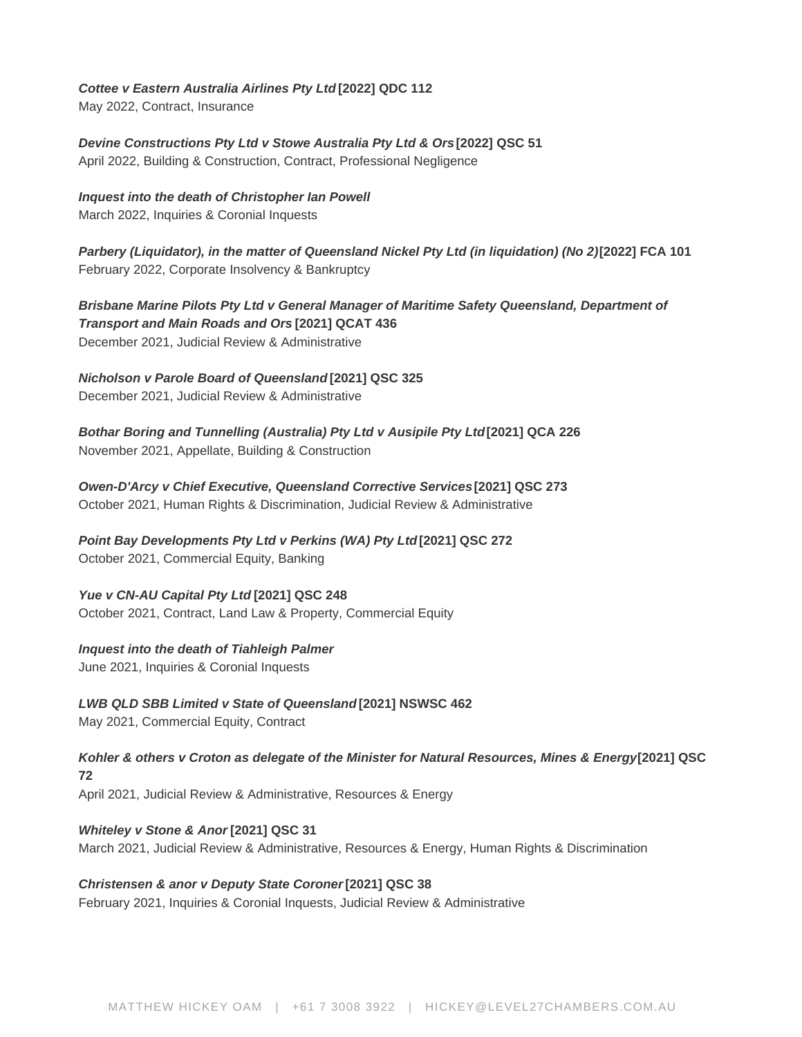***Cottee v Eastern Australia Airlines Pty Ltd* [2022] QDC 112**
May 2022, Contract, Insurance

***Devine Constructions Pty Ltd v Stowe Australia Pty Ltd & Ors* [2022] QSC 51**
April 2022, Building & Construction, Contract, Professional Negligence

***Inquest into the death of Christopher Ian Powell***
March 2022, Inquiries & Coronial Inquests

***Parbery (Liquidator), in the matter of Queensland Nickel Pty Ltd (in liquidation) (No 2)* [2022] FCA 101**
February 2022, Corporate Insolvency & Bankruptcy

***Brisbane Marine Pilots Pty Ltd v General Manager of Maritime Safety Queensland, Department of Transport and Main Roads and Ors* [2021] QCAT 436**
December 2021, Judicial Review & Administrative

***Nicholson v Parole Board of Queensland* [2021] QSC 325**
December 2021, Judicial Review & Administrative

***Bothar Boring and Tunnelling (Australia) Pty Ltd v Ausipile Pty Ltd* [2021] QCA 226**
November 2021, Appellate, Building & Construction

***Owen-D'Arcy v Chief Executive, Queensland Corrective Services* [2021] QSC 273**
October 2021, Human Rights & Discrimination, Judicial Review & Administrative

***Point Bay Developments Pty Ltd v Perkins (WA) Pty Ltd* [2021] QSC 272**
October 2021, Commercial Equity, Banking

***Yue v CN-AU Capital Pty Ltd* [2021] QSC 248**
October 2021, Contract, Land Law & Property, Commercial Equity

***Inquest into the death of Tiahleigh Palmer***
June 2021, Inquiries & Coronial Inquests

***LWB QLD SBB Limited v State of Queensland* [2021] NSWSC 462**
May 2021, Commercial Equity, Contract

***Kohler & others v Croton as delegate of the Minister for Natural Resources, Mines & Energy* [2021] QSC 72**
April 2021, Judicial Review & Administrative, Resources & Energy

***Whiteley v Stone & Anor* [2021] QSC 31**
March 2021, Judicial Review & Administrative, Resources & Energy, Human Rights & Discrimination

***Christensen & anor v Deputy State Coroner* [2021] QSC 38**
February 2021, Inquiries & Coronial Inquests, Judicial Review & Administrative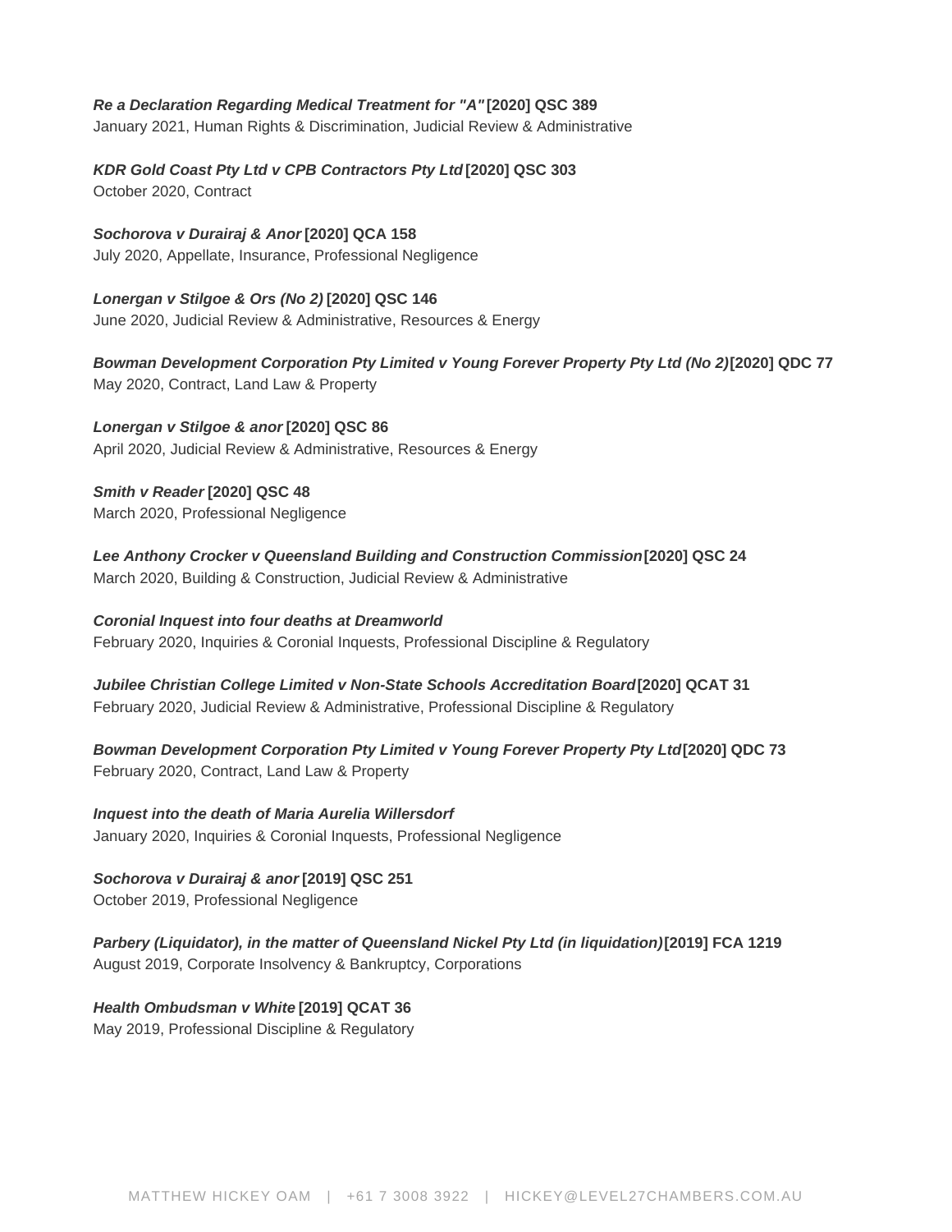***Re a Declaration Regarding Medical Treatment for "A"* [2020] QSC 389**
January 2021, Human Rights & Discrimination, Judicial Review & Administrative

***KDR Gold Coast Pty Ltd v CPB Contractors Pty Ltd* [2020] QSC 303**
October 2020, Contract

***Sochorova v Durairaj & Anor* [2020] QCA 158**
July 2020, Appellate, Insurance, Professional Negligence

***Lonergan v Stilgoe & Ors (No 2)* [2020] QSC 146**
June 2020, Judicial Review & Administrative, Resources & Energy

***Bowman Development Corporation Pty Limited v Young Forever Property Pty Ltd (No 2)* [2020] QDC 77**
May 2020, Contract, Land Law & Property

***Lonergan v Stilgoe & anor* [2020] QSC 86**
April 2020, Judicial Review & Administrative, Resources & Energy

***Smith v Reader* [2020] QSC 48**
March 2020, Professional Negligence

***Lee Anthony Crocker v Queensland Building and Construction Commission* [2020] QSC 24**
March 2020, Building & Construction, Judicial Review & Administrative

***Coronial Inquest into four deaths at Dreamworld***
February 2020, Inquiries & Coronial Inquests, Professional Discipline & Regulatory

***Jubilee Christian College Limited v Non-State Schools Accreditation Board* [2020] QCAT 31**
February 2020, Judicial Review & Administrative, Professional Discipline & Regulatory

***Bowman Development Corporation Pty Limited v Young Forever Property Pty Ltd* [2020] QDC 73**
February 2020, Contract, Land Law & Property

***Inquest into the death of Maria Aurelia Willersdorf***
January 2020, Inquiries & Coronial Inquests, Professional Negligence

***Sochorova v Durairaj & anor* [2019] QSC 251**
October 2019, Professional Negligence

***Parbery (Liquidator), in the matter of Queensland Nickel Pty Ltd (in liquidation)* [2019] FCA 1219**
August 2019, Corporate Insolvency & Bankruptcy, Corporations

***Health Ombudsman v White* [2019] QCAT 36**
May 2019, Professional Discipline & Regulatory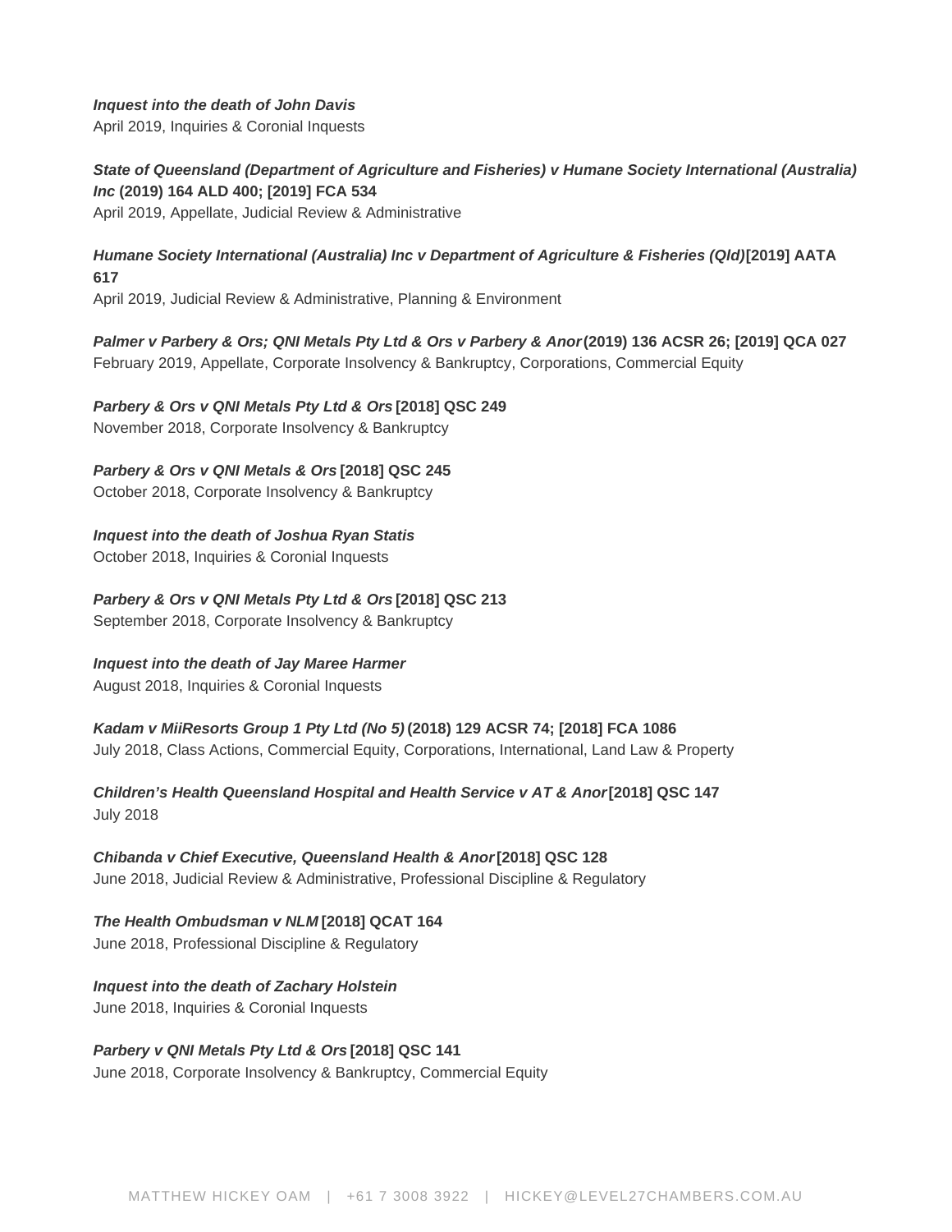***Inquest into the death of John Davis***
April 2019, Inquiries & Coronial Inquests

***State of Queensland (Department of Agriculture and Fisheries) v Humane Society International (Australia) Inc* (2019) 164 ALD 400; [2019] FCA 534**
April 2019, Appellate, Judicial Review & Administrative

***Humane Society International (Australia) Inc v Department of Agriculture & Fisheries (Qld)* [2019] AATA 617**
April 2019, Judicial Review & Administrative, Planning & Environment

***Palmer v Parbery & Ors; QNI Metals Pty Ltd & Ors v Parbery & Anor* (2019) 136 ACSR 26; [2019] QCA 027**
February 2019, Appellate, Corporate Insolvency & Bankruptcy, Corporations, Commercial Equity

***Parbery & Ors v QNI Metals Pty Ltd & Ors* [2018] QSC 249**
November 2018, Corporate Insolvency & Bankruptcy

***Parbery & Ors v QNI Metals & Ors* [2018] QSC 245**
October 2018, Corporate Insolvency & Bankruptcy

***Inquest into the death of Joshua Ryan Statis***
October 2018, Inquiries & Coronial Inquests

***Parbery & Ors v QNI Metals Pty Ltd & Ors* [2018] QSC 213**
September 2018, Corporate Insolvency & Bankruptcy

***Inquest into the death of Jay Maree Harmer***
August 2018, Inquiries & Coronial Inquests

***Kadam v MiiResorts Group 1 Pty Ltd (No 5)* (2018) 129 ACSR 74; [2018] FCA 1086**
July 2018, Class Actions, Commercial Equity, Corporations, International, Land Law & Property

***Children's Health Queensland Hospital and Health Service v AT & Anor* [2018] QSC 147**
July 2018

***Chibanda v Chief Executive, Queensland Health & Anor* [2018] QSC 128**
June 2018, Judicial Review & Administrative, Professional Discipline & Regulatory

***The Health Ombudsman v NLM* [2018] QCAT 164**
June 2018, Professional Discipline & Regulatory

***Inquest into the death of Zachary Holstein***
June 2018, Inquiries & Coronial Inquests

***Parbery v QNI Metals Pty Ltd & Ors* [2018] QSC 141**
June 2018, Corporate Insolvency & Bankruptcy, Commercial Equity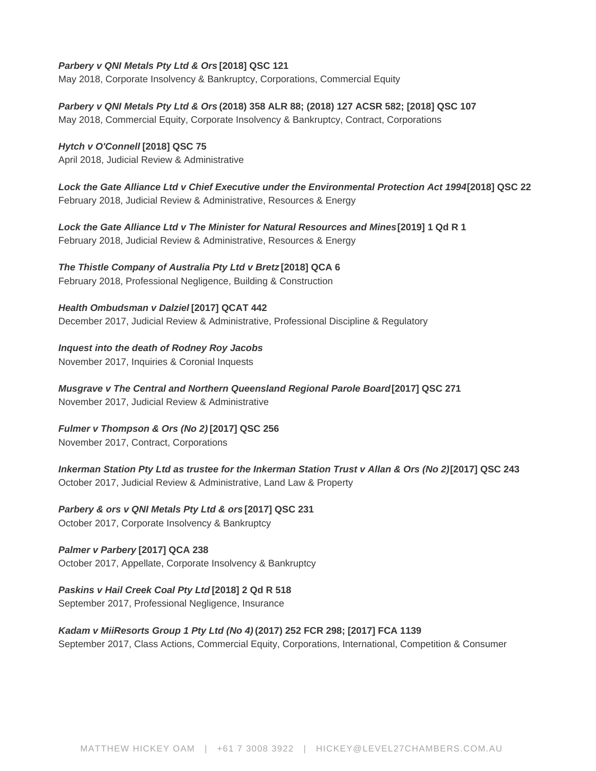***Parbery v QNI Metals Pty Ltd & Ors* [2018] QSC 121**
May 2018, Corporate Insolvency & Bankruptcy, Corporations, Commercial Equity

***Parbery v QNI Metals Pty Ltd & Ors* (2018) 358 ALR 88; (2018) 127 ACSR 582; [2018] QSC 107**
May 2018, Commercial Equity, Corporate Insolvency & Bankruptcy, Contract, Corporations

***Hytch v O'Connell* [2018] QSC 75**
April 2018, Judicial Review & Administrative

***Lock the Gate Alliance Ltd v Chief Executive under the Environmental Protection Act 1994* [2018] QSC 22**
February 2018, Judicial Review & Administrative, Resources & Energy

***Lock the Gate Alliance Ltd v The Minister for Natural Resources and Mines* [2019] 1 Qd R 1**
February 2018, Judicial Review & Administrative, Resources & Energy

***The Thistle Company of Australia Pty Ltd v Bretz* [2018] QCA 6**
February 2018, Professional Negligence, Building & Construction

***Health Ombudsman v Dalziel* [2017] QCAT 442**
December 2017, Judicial Review & Administrative, Professional Discipline & Regulatory

***Inquest into the death of Rodney Roy Jacobs***
November 2017, Inquiries & Coronial Inquests

***Musgrave v The Central and Northern Queensland Regional Parole Board* [2017] QSC 271**
November 2017, Judicial Review & Administrative

***Fulmer v Thompson & Ors (No 2)* [2017] QSC 256**
November 2017, Contract, Corporations

***Inkerman Station Pty Ltd as trustee for the Inkerman Station Trust v Allan & Ors (No 2)* [2017] QSC 243**
October 2017, Judicial Review & Administrative, Land Law & Property

***Parbery & ors v QNI Metals Pty Ltd & ors* [2017] QSC 231**
October 2017, Corporate Insolvency & Bankruptcy

***Palmer v Parbery* [2017] QCA 238**
October 2017, Appellate, Corporate Insolvency & Bankruptcy

***Paskins v Hail Creek Coal Pty Ltd* [2018] 2 Qd R 518**
September 2017, Professional Negligence, Insurance

***Kadam v MiiResorts Group 1 Pty Ltd (No 4)* (2017) 252 FCR 298; [2017] FCA 1139**
September 2017, Class Actions, Commercial Equity, Corporations, International, Competition & Consumer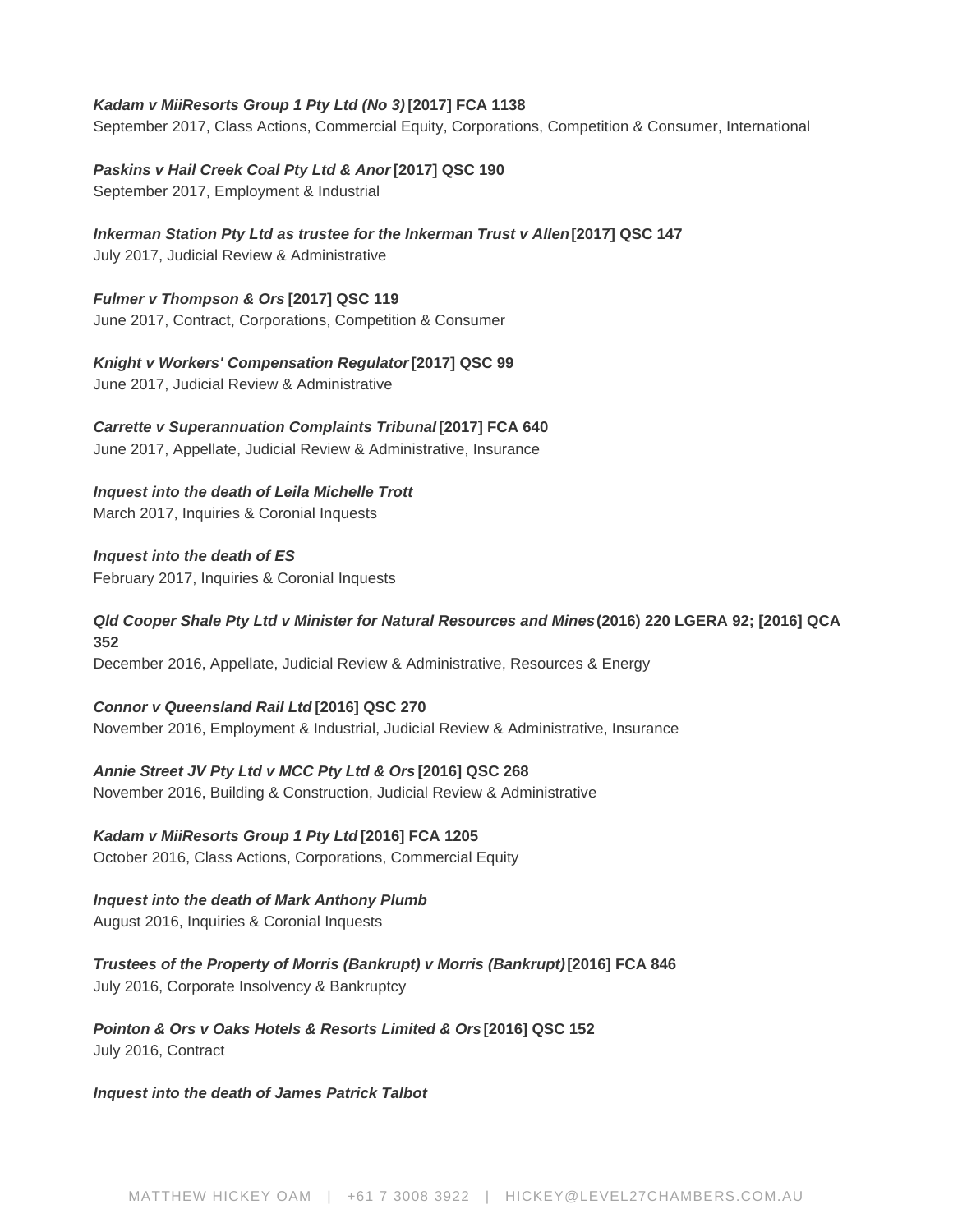***Kadam v MiiResorts Group 1 Pty Ltd (No 3)*** **[2017] FCA 1138**
September 2017, Class Actions, Commercial Equity, Corporations, Competition & Consumer, International

***Paskins v Hail Creek Coal Pty Ltd & Anor*** **[2017] QSC 190**
September 2017, Employment & Industrial

***Inkerman Station Pty Ltd as trustee for the Inkerman Trust v Allen*** **[2017] QSC 147**
July 2017, Judicial Review & Administrative

***Fulmer v Thompson & Ors*** **[2017] QSC 119**
June 2017, Contract, Corporations, Competition & Consumer

***Knight v Workers' Compensation Regulator*** **[2017] QSC 99**
June 2017, Judicial Review & Administrative

***Carrette v Superannuation Complaints Tribunal*** **[2017] FCA 640**
June 2017, Appellate, Judicial Review & Administrative, Insurance

***Inquest into the death of Leila Michelle Trott***
March 2017, Inquiries & Coronial Inquests

***Inquest into the death of ES***
February 2017, Inquiries & Coronial Inquests

***Qld Cooper Shale Pty Ltd v Minister for Natural Resources and Mines*** **(2016) 220 LGERA 92; [2016] QCA 352**
December 2016, Appellate, Judicial Review & Administrative, Resources & Energy

***Connor v Queensland Rail Ltd*** **[2016] QSC 270**
November 2016, Employment & Industrial, Judicial Review & Administrative, Insurance

***Annie Street JV Pty Ltd v MCC Pty Ltd & Ors*** **[2016] QSC 268**
November 2016, Building & Construction, Judicial Review & Administrative

***Kadam v MiiResorts Group 1 Pty Ltd*** **[2016] FCA 1205**
October 2016, Class Actions, Corporations, Commercial Equity

***Inquest into the death of Mark Anthony Plumb***
August 2016, Inquiries & Coronial Inquests

***Trustees of the Property of Morris (Bankrupt) v Morris (Bankrupt)*** **[2016] FCA 846**
July 2016, Corporate Insolvency & Bankruptcy

***Pointon & Ors v Oaks Hotels & Resorts Limited & Ors*** **[2016] QSC 152**
July 2016, Contract

***Inquest into the death of James Patrick Talbot***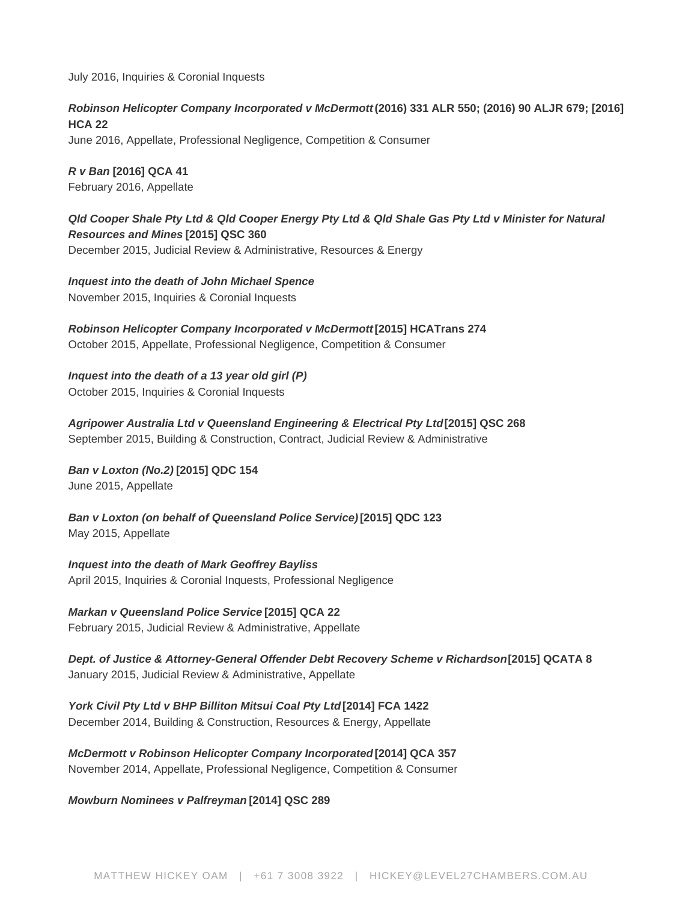July 2016, Inquiries & Coronial Inquests

***Robinson Helicopter Company Incorporated v McDermott*** **(2016) 331 ALR 550; (2016) 90 ALJR 679; [2016] HCA 22**
June 2016, Appellate, Professional Negligence, Competition & Consumer

***R v Ban*** **[2016] QCA 41**
February 2016, Appellate

***Qld Cooper Shale Pty Ltd & Qld Cooper Energy Pty Ltd & Qld Shale Gas Pty Ltd v Minister for Natural Resources and Mines*** **[2015] QSC 360**
December 2015, Judicial Review & Administrative, Resources & Energy

***Inquest into the death of John Michael Spence***
November 2015, Inquiries & Coronial Inquests

***Robinson Helicopter Company Incorporated v McDermott*** **[2015] HCATrans 274**
October 2015, Appellate, Professional Negligence, Competition & Consumer

***Inquest into the death of a 13 year old girl (P)***
October 2015, Inquiries & Coronial Inquests

***Agripower Australia Ltd v Queensland Engineering & Electrical Pty Ltd*** **[2015] QSC 268**
September 2015, Building & Construction, Contract, Judicial Review & Administrative

***Ban v Loxton (No.2)*** **[2015] QDC 154**
June 2015, Appellate

***Ban v Loxton (on behalf of Queensland Police Service)*** **[2015] QDC 123**
May 2015, Appellate

***Inquest into the death of Mark Geoffrey Bayliss***
April 2015, Inquiries & Coronial Inquests, Professional Negligence

***Markan v Queensland Police Service*** **[2015] QCA 22**
February 2015, Judicial Review & Administrative, Appellate

***Dept. of Justice & Attorney-General Offender Debt Recovery Scheme v Richardson*** **[2015] QCATA 8**
January 2015, Judicial Review & Administrative, Appellate

***York Civil Pty Ltd v BHP Billiton Mitsui Coal Pty Ltd*** **[2014] FCA 1422**
December 2014, Building & Construction, Resources & Energy, Appellate

***McDermott v Robinson Helicopter Company Incorporated*** **[2014] QCA 357**
November 2014, Appellate, Professional Negligence, Competition & Consumer

***Mowburn Nominees v Palfreyman*** **[2014] QSC 289**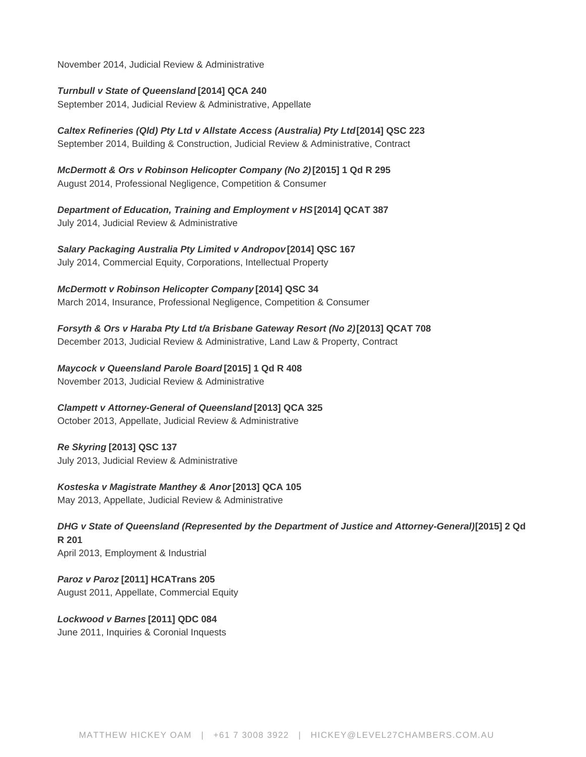November 2014, Judicial Review & Administrative

***Turnbull v State of Queensland*** **[2014] QCA 240**
September 2014, Judicial Review & Administrative, Appellate

***Caltex Refineries (Qld) Pty Ltd v Allstate Access (Australia) Pty Ltd*** **[2014] QSC 223**
September 2014, Building & Construction, Judicial Review & Administrative, Contract

***McDermott & Ors v Robinson Helicopter Company (No 2)*** **[2015] 1 Qd R 295**
August 2014, Professional Negligence, Competition & Consumer

***Department of Education, Training and Employment v HS*** **[2014] QCAT 387**
July 2014, Judicial Review & Administrative

***Salary Packaging Australia Pty Limited v Andropov*** **[2014] QSC 167**
July 2014, Commercial Equity, Corporations, Intellectual Property

***McDermott v Robinson Helicopter Company*** **[2014] QSC 34**
March 2014, Insurance, Professional Negligence, Competition & Consumer

***Forsyth & Ors v Haraba Pty Ltd t/a Brisbane Gateway Resort (No 2)*** **[2013] QCAT 708**
December 2013, Judicial Review & Administrative, Land Law & Property, Contract

***Maycock v Queensland Parole Board*** **[2015] 1 Qd R 408**
November 2013, Judicial Review & Administrative

***Clampett v Attorney-General of Queensland*** **[2013] QCA 325**
October 2013, Appellate, Judicial Review & Administrative

***Re Skyring*** **[2013] QSC 137**
July 2013, Judicial Review & Administrative

***Kosteska v Magistrate Manthey & Anor*** **[2013] QCA 105**
May 2013, Appellate, Judicial Review & Administrative

***DHG v State of Queensland (Represented by the Department of Justice and Attorney-General)*** **[2015] 2 Qd R 201**
April 2013, Employment & Industrial

***Paroz v Paroz*** **[2011] HCATrans 205**
August 2011, Appellate, Commercial Equity

***Lockwood v Barnes*** **[2011] QDC 084**
June 2011, Inquiries & Coronial Inquests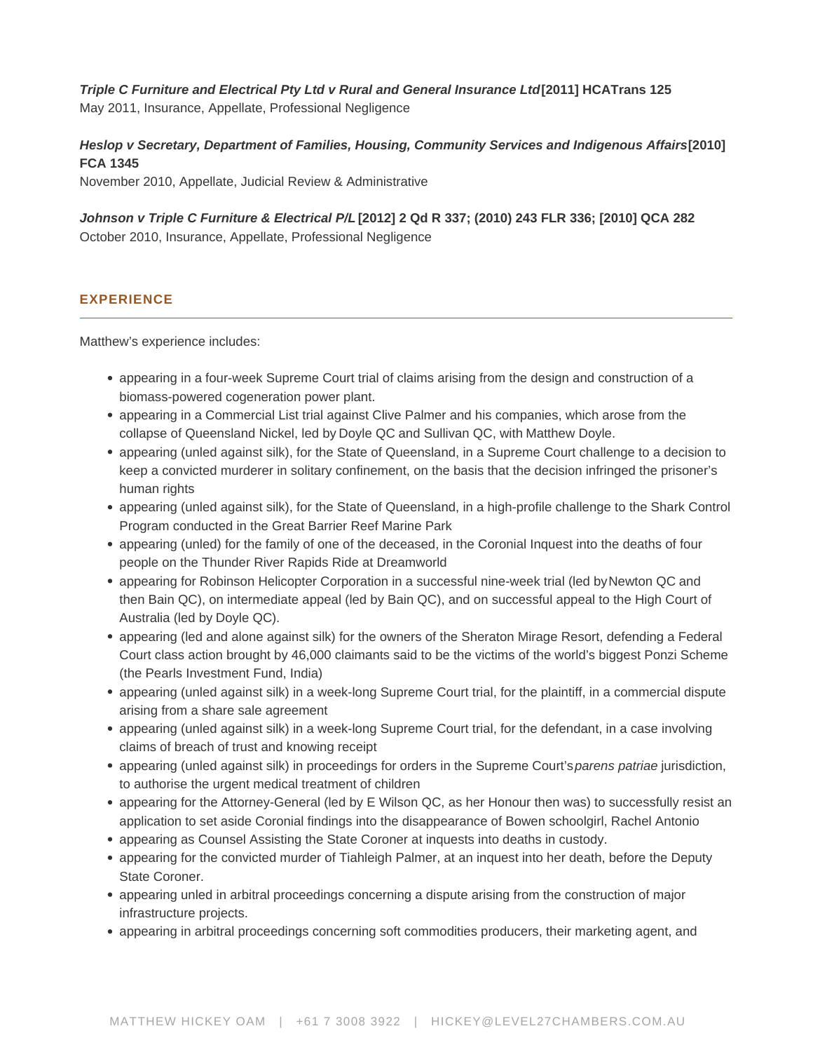***Triple C Furniture and Electrical Pty Ltd v Rural and General Insurance Ltd*** **[2011] HCATrans 125**
May 2011, Insurance, Appellate, Professional Negligence

***Heslop v Secretary, Department of Families, Housing, Community Services and Indigenous Affairs*** **[2010] FCA 1345**
November 2010, Appellate, Judicial Review & Administrative

***Johnson v Triple C Furniture & Electrical P/L*** **[2012] 2 Qd R 337; (2010) 243 FLR 336; [2010] QCA 282**
October 2010, Insurance, Appellate, Professional Negligence

## EXPERIENCE

Matthew's experience includes:

- appearing in a four-week Supreme Court trial of claims arising from the design and construction of a biomass-powered cogeneration power plant.
- appearing in a Commercial List trial against Clive Palmer and his companies, which arose from the collapse of Queensland Nickel, led by Doyle QC and Sullivan QC, with Matthew Doyle.
- appearing (unled against silk), for the State of Queensland, in a Supreme Court challenge to a decision to keep a convicted murderer in solitary confinement, on the basis that the decision infringed the prisoner's human rights
- appearing (unled against silk), for the State of Queensland, in a high-profile challenge to the Shark Control Program conducted in the Great Barrier Reef Marine Park
- appearing (unled) for the family of one of the deceased, in the Coronial Inquest into the deaths of four people on the Thunder River Rapids Ride at Dreamworld
- appearing for Robinson Helicopter Corporation in a successful nine-week trial (led by Newton QC and then Bain QC), on intermediate appeal (led by Bain QC), and on successful appeal to the High Court of Australia (led by Doyle QC).
- appearing (led and alone against silk) for the owners of the Sheraton Mirage Resort, defending a Federal Court class action brought by 46,000 claimants said to be the victims of the world's biggest Ponzi Scheme (the Pearls Investment Fund, India)
- appearing (unled against silk) in a week-long Supreme Court trial, for the plaintiff, in a commercial dispute arising from a share sale agreement
- appearing (unled against silk) in a week-long Supreme Court trial, for the defendant, in a case involving claims of breach of trust and knowing receipt
- appearing (unled against silk) in proceedings for orders in the Supreme Court's *parens patriae* jurisdiction, to authorise the urgent medical treatment of children
- appearing for the Attorney-General (led by E Wilson QC, as her Honour then was) to successfully resist an application to set aside Coronial findings into the disappearance of Bowen schoolgirl, Rachel Antonio
- appearing as Counsel Assisting the State Coroner at inquests into deaths in custody.
- appearing for the convicted murder of Tiahleigh Palmer, at an inquest into her death, before the Deputy State Coroner.
- appearing unled in arbitral proceedings concerning a dispute arising from the construction of major infrastructure projects.
- appearing in arbitral proceedings concerning soft commodities producers, their marketing agent, and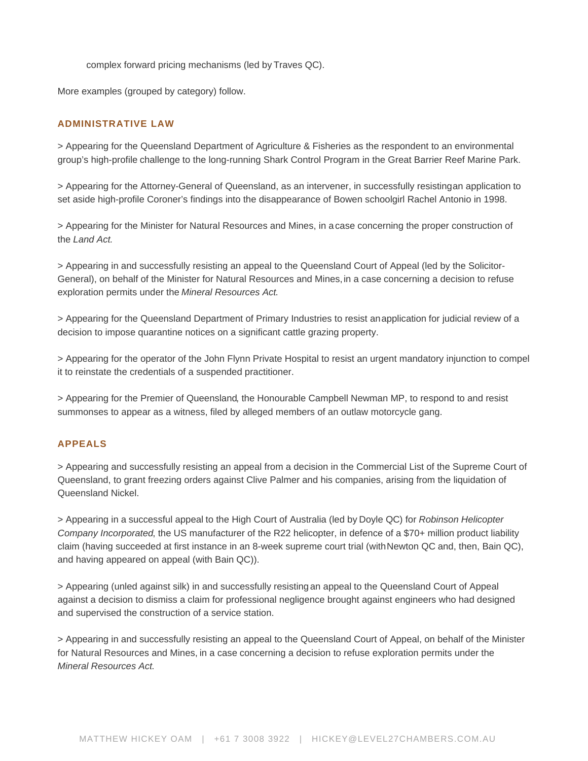complex forward pricing mechanisms (led by Traves QC).

More examples (grouped by category) follow.

## ADMINISTRATIVE LAW

> Appearing for the Queensland Department of Agriculture & Fisheries as the respondent to an environmental group's high-profile challenge to the long-running Shark Control Program in the Great Barrier Reef Marine Park.

> Appearing for the Attorney-General of Queensland, as an intervener, in successfully resisting an application to set aside high-profile Coroner's findings into the disappearance of Bowen schoolgirl Rachel Antonio in 1998.

> Appearing for the Minister for Natural Resources and Mines, in a case concerning the proper construction of the *Land Act.*

> Appearing in and successfully resisting an appeal to the Queensland Court of Appeal (led by the Solicitor-General), on behalf of the Minister for Natural Resources and Mines, in a case concerning a decision to refuse exploration permits under the *Mineral Resources Act.*

> Appearing for the Queensland Department of Primary Industries to resist an application for judicial review of a decision to impose quarantine notices on a significant cattle grazing property.

> Appearing for the operator of the John Flynn Private Hospital to resist an urgent mandatory injunction to compel it to reinstate the credentials of a suspended practitioner.

> Appearing for the Premier of Queensland, the Honourable Campbell Newman MP, to respond to and resist summonses to appear as a witness, filed by alleged members of an outlaw motorcycle gang.

## APPEALS

> Appearing and successfully resisting an appeal from a decision in the Commercial List of the Supreme Court of Queensland, to grant freezing orders against Clive Palmer and his companies, arising from the liquidation of Queensland Nickel.

> Appearing in a successful appeal to the High Court of Australia (led by Doyle QC) for *Robinson Helicopter Company Incorporated*, the US manufacturer of the R22 helicopter, in defence of a $70+ million product liability claim (having succeeded at first instance in an 8-week supreme court trial (with Newton QC and, then, Bain QC), and having appeared on appeal (with Bain QC)).

> Appearing (unled against silk) in and successfully resisting an appeal to the Queensland Court of Appeal against a decision to dismiss a claim for professional negligence brought against engineers who had designed and supervised the construction of a service station.

> Appearing in and successfully resisting an appeal to the Queensland Court of Appeal, on behalf of the Minister for Natural Resources and Mines, in a case concerning a decision to refuse exploration permits under the *Mineral Resources Act.*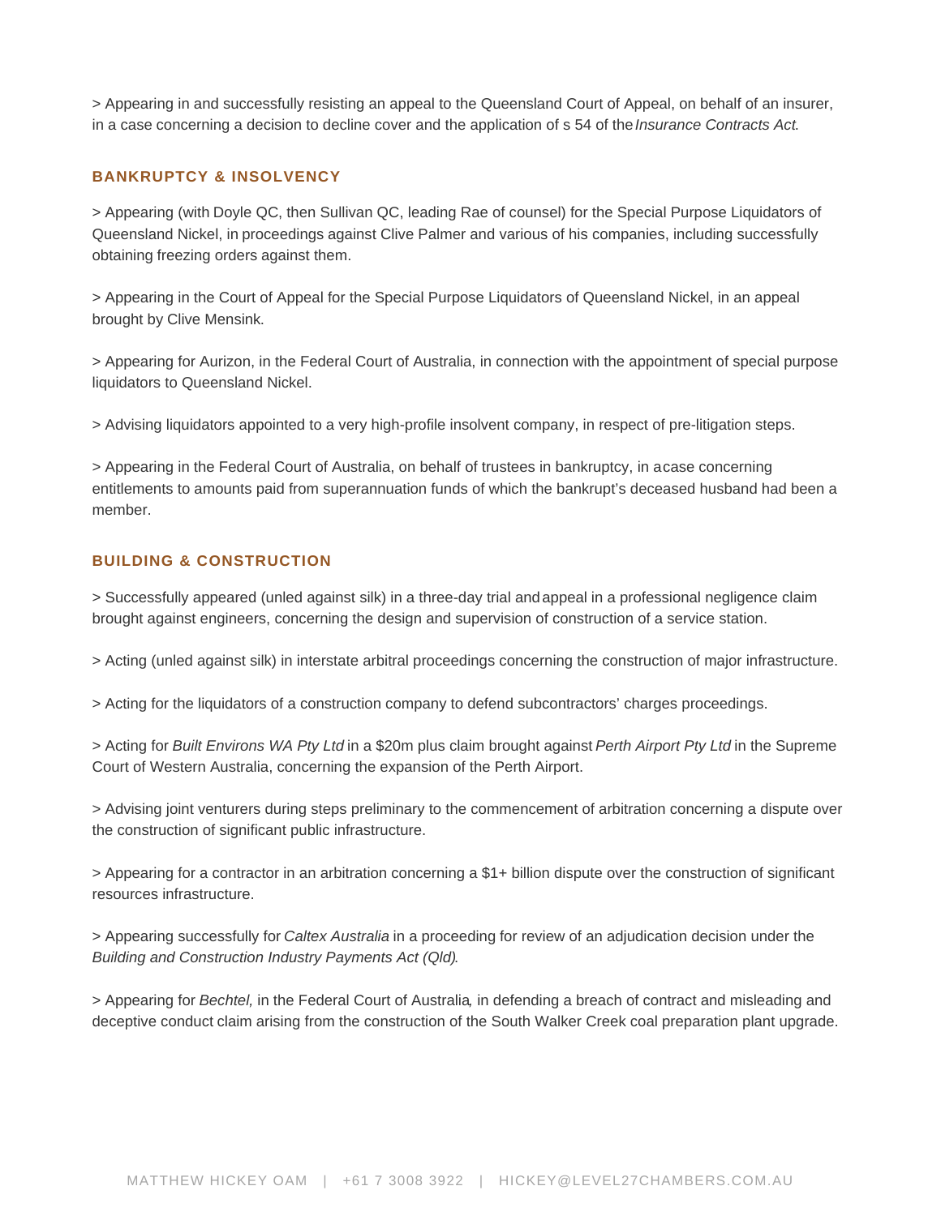> Appearing in and successfully resisting an appeal to the Queensland Court of Appeal, on behalf of an insurer, in a case concerning a decision to decline cover and the application of s 54 of the *Insurance Contracts Act*.

### BANKRUPTCY & INSOLVENCY

> Appearing (with Doyle QC, then Sullivan QC, leading Rae of counsel) for the Special Purpose Liquidators of Queensland Nickel, in proceedings against Clive Palmer and various of his companies, including successfully obtaining freezing orders against them.

> Appearing in the Court of Appeal for the Special Purpose Liquidators of Queensland Nickel, in an appeal brought by Clive Mensink.

> Appearing for Aurizon, in the Federal Court of Australia, in connection with the appointment of special purpose liquidators to Queensland Nickel.

> Advising liquidators appointed to a very high-profile insolvent company, in respect of pre-litigation steps.

> Appearing in the Federal Court of Australia, on behalf of trustees in bankruptcy, in a case concerning entitlements to amounts paid from superannuation funds of which the bankrupt's deceased husband had been a member.

### BUILDING & CONSTRUCTION

> Successfully appeared (unled against silk) in a three-day trial and appeal in a professional negligence claim brought against engineers, concerning the design and supervision of construction of a service station.

> Acting (unled against silk) in interstate arbitral proceedings concerning the construction of major infrastructure.

> Acting for the liquidators of a construction company to defend subcontractors' charges proceedings.

> Acting for *Built Environs WA Pty Ltd* in a $20m plus claim brought against *Perth Airport Pty Ltd* in the Supreme Court of Western Australia, concerning the expansion of the Perth Airport.

> Advising joint venturers during steps preliminary to the commencement of arbitration concerning a dispute over the construction of significant public infrastructure.

> Appearing for a contractor in an arbitration concerning a $1+ billion dispute over the construction of significant resources infrastructure.

> Appearing successfully for *Caltex Australia* in a proceeding for review of an adjudication decision under the *Building and Construction Industry Payments Act (Qld)*.

> Appearing for *Bechtel,* in the Federal Court of Australia, in defending a breach of contract and misleading and deceptive conduct claim arising from the construction of the South Walker Creek coal preparation plant upgrade.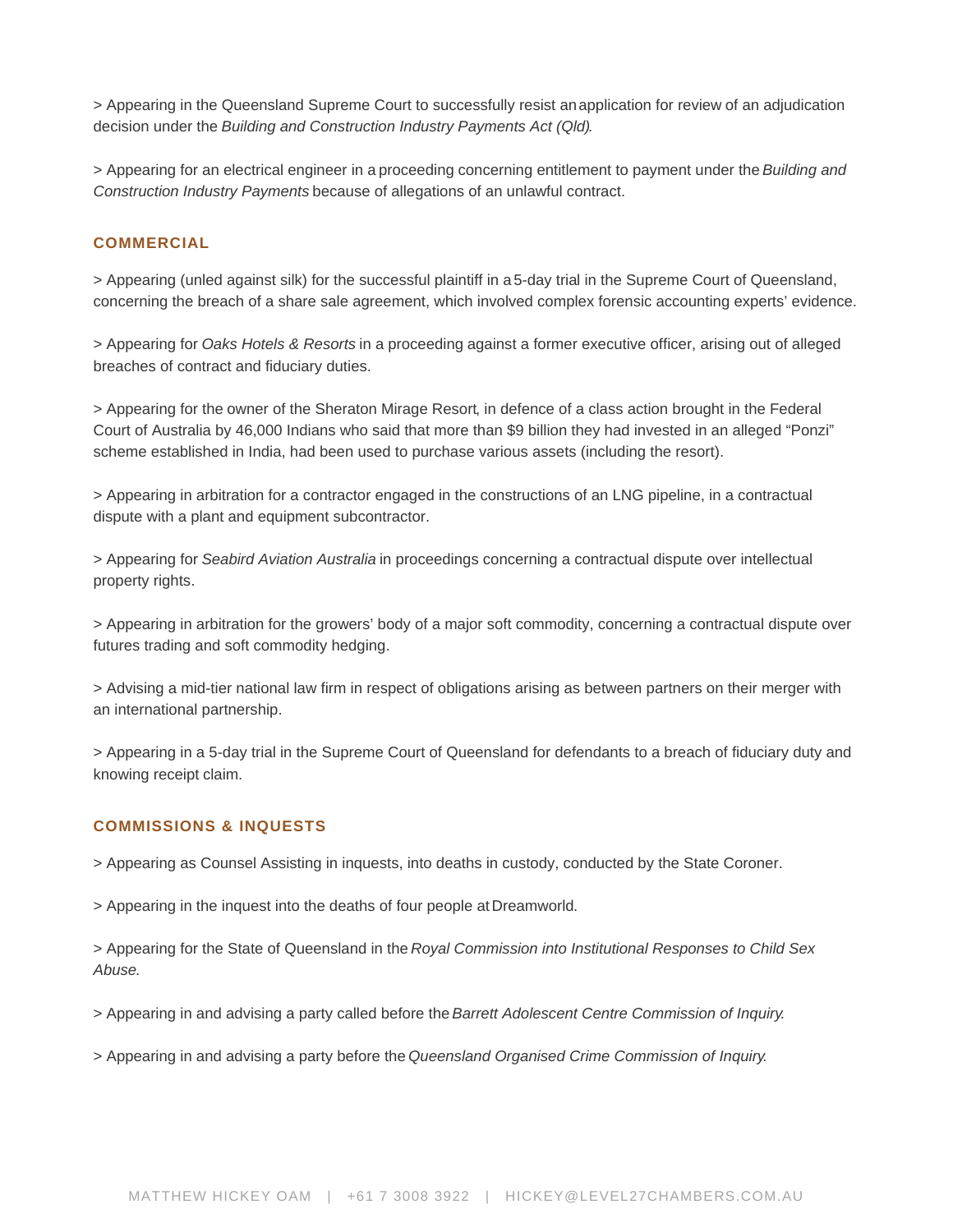> Appearing in the Queensland Supreme Court to successfully resist an application for review of an adjudication decision under the *Building and Construction Industry Payments Act (Qld)*.

> Appearing for an electrical engineer in a proceeding concerning entitlement to payment under the *Building and Construction Industry Payments* because of allegations of an unlawful contract.

## COMMERCIAL

> Appearing (unled against silk) for the successful plaintiff in a 5-day trial in the Supreme Court of Queensland, concerning the breach of a share sale agreement, which involved complex forensic accounting experts' evidence.

> Appearing for *Oaks Hotels & Resorts* in a proceeding against a former executive officer, arising out of alleged breaches of contract and fiduciary duties.

> Appearing for the owner of the Sheraton Mirage Resort, in defence of a class action brought in the Federal Court of Australia by 46,000 Indians who said that more than $9 billion they had invested in an alleged "Ponzi" scheme established in India, had been used to purchase various assets (including the resort).

> Appearing in arbitration for a contractor engaged in the constructions of an LNG pipeline, in a contractual dispute with a plant and equipment subcontractor.

> Appearing for *Seabird Aviation Australia* in proceedings concerning a contractual dispute over intellectual property rights.

> Appearing in arbitration for the growers' body of a major soft commodity, concerning a contractual dispute over futures trading and soft commodity hedging.

> Advising a mid-tier national law firm in respect of obligations arising as between partners on their merger with an international partnership.

> Appearing in a 5-day trial in the Supreme Court of Queensland for defendants to a breach of fiduciary duty and knowing receipt claim.

## COMMISSIONS & INQUESTS

> Appearing as Counsel Assisting in inquests, into deaths in custody, conducted by the State Coroner.

> Appearing in the inquest into the deaths of four people at Dreamworld.

> Appearing for the State of Queensland in the *Royal Commission into Institutional Responses to Child Sex Abuse.*

> Appearing in and advising a party called before the *Barrett Adolescent Centre Commission of Inquiry.*

> Appearing in and advising a party before the *Queensland Organised Crime Commission of Inquiry.*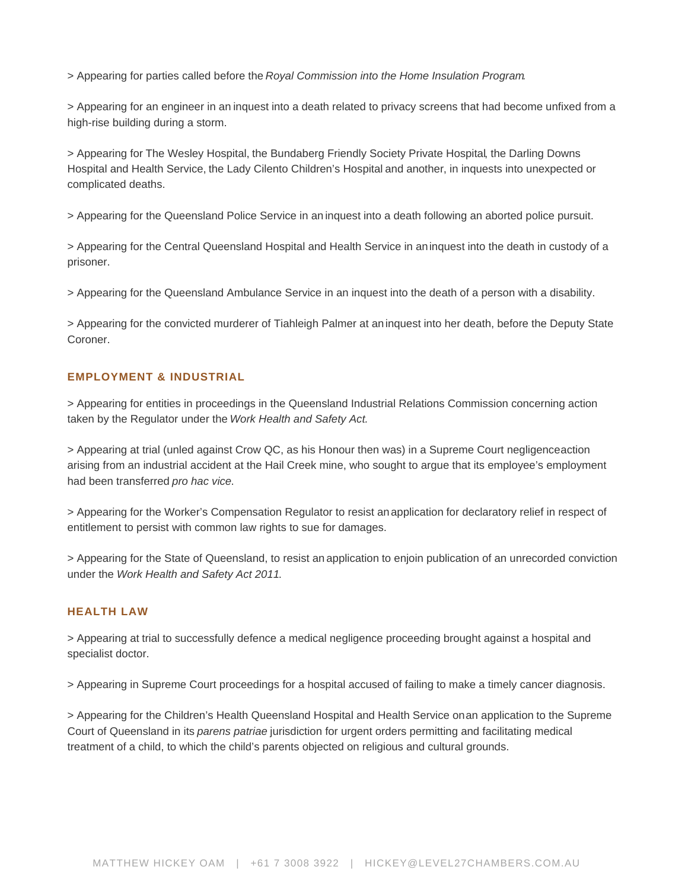> Appearing for parties called before the *Royal Commission into the Home Insulation Program*.

> Appearing for an engineer in an inquest into a death related to privacy screens that had become unfixed from a high-rise building during a storm.

> Appearing for The Wesley Hospital, the Bundaberg Friendly Society Private Hospital, the Darling Downs Hospital and Health Service, the Lady Cilento Children's Hospital and another, in inquests into unexpected or complicated deaths.

> Appearing for the Queensland Police Service in an inquest into a death following an aborted police pursuit.

> Appearing for the Central Queensland Hospital and Health Service in an inquest into the death in custody of a prisoner.

> Appearing for the Queensland Ambulance Service in an inquest into the death of a person with a disability.

> Appearing for the convicted murderer of Tiahleigh Palmer at an inquest into her death, before the Deputy State Coroner.

### EMPLOYMENT & INDUSTRIAL

> Appearing for entities in proceedings in the Queensland Industrial Relations Commission concerning action taken by the Regulator under the *Work Health and Safety Act.*

> Appearing at trial (unled against Crow QC, as his Honour then was) in a Supreme Court negligence action arising from an industrial accident at the Hail Creek mine, who sought to argue that its employee's employment had been transferred *pro hac vice*.

> Appearing for the Worker's Compensation Regulator to resist an application for declaratory relief in respect of entitlement to persist with common law rights to sue for damages.

> Appearing for the State of Queensland, to resist an application to enjoin publication of an unrecorded conviction under the *Work Health and Safety Act 2011*.

### HEALTH LAW

> Appearing at trial to successfully defence a medical negligence proceeding brought against a hospital and specialist doctor.

> Appearing in Supreme Court proceedings for a hospital accused of failing to make a timely cancer diagnosis.

> Appearing for the Children's Health Queensland Hospital and Health Service on an application to the Supreme Court of Queensland in its *parens patriae* jurisdiction for urgent orders permitting and facilitating medical treatment of a child, to which the child's parents objected on religious and cultural grounds.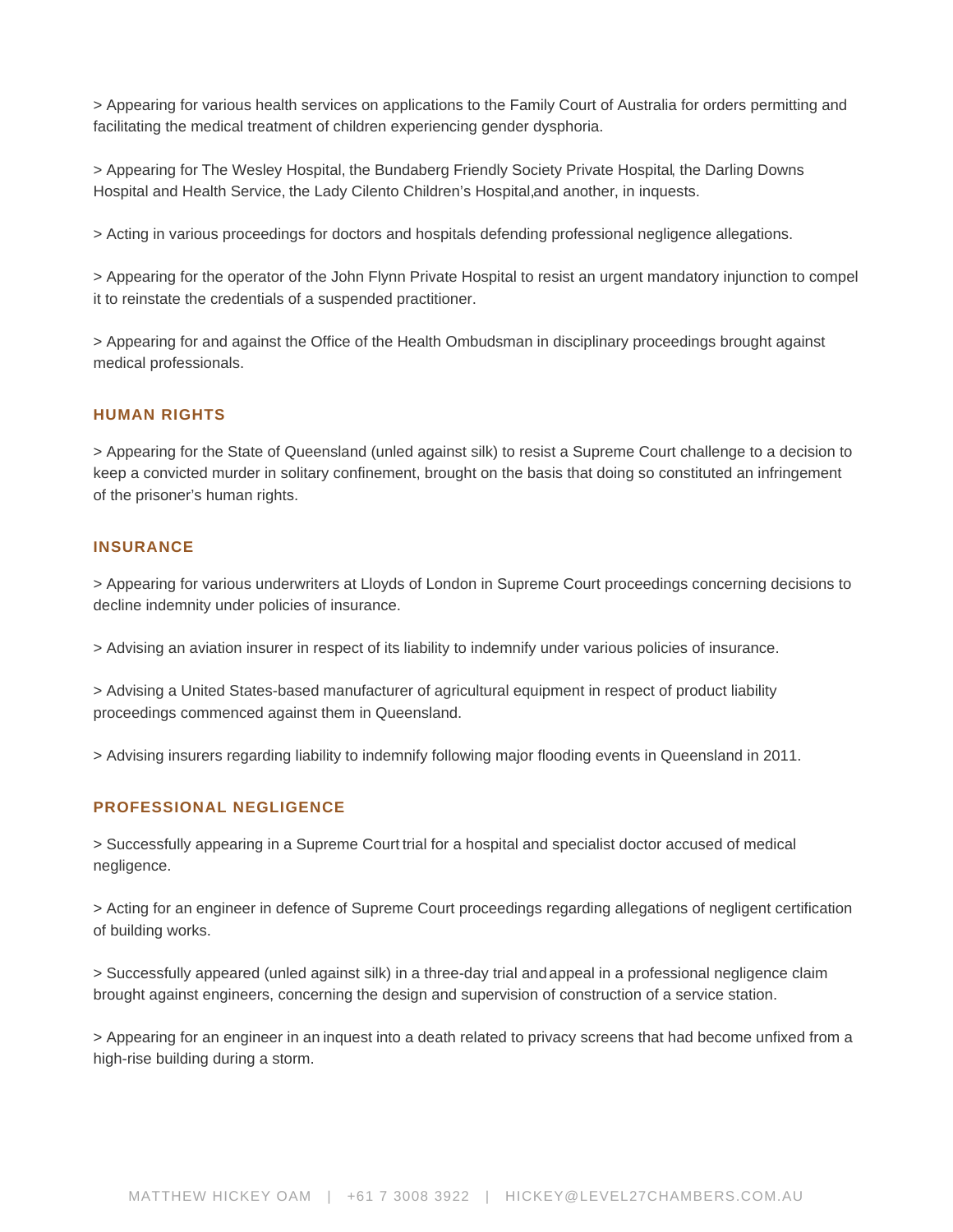> Appearing for various health services on applications to the Family Court of Australia for orders permitting and facilitating the medical treatment of children experiencing gender dysphoria.

> Appearing for The Wesley Hospital, the Bundaberg Friendly Society Private Hospital, the Darling Downs Hospital and Health Service, the Lady Cilento Children's Hospital,and another, in inquests.

> Acting in various proceedings for doctors and hospitals defending professional negligence allegations.

> Appearing for the operator of the John Flynn Private Hospital to resist an urgent mandatory injunction to compel it to reinstate the credentials of a suspended practitioner.

> Appearing for and against the Office of the Health Ombudsman in disciplinary proceedings brought against medical professionals.

## HUMAN RIGHTS

> Appearing for the State of Queensland (unled against silk) to resist a Supreme Court challenge to a decision to keep a convicted murder in solitary confinement, brought on the basis that doing so constituted an infringement of the prisoner's human rights.

## INSURANCE

> Appearing for various underwriters at Lloyds of London in Supreme Court proceedings concerning decisions to decline indemnity under policies of insurance.

> Advising an aviation insurer in respect of its liability to indemnify under various policies of insurance.

> Advising a United States-based manufacturer of agricultural equipment in respect of product liability proceedings commenced against them in Queensland.

> Advising insurers regarding liability to indemnify following major flooding events in Queensland in 2011.

## PROFESSIONAL NEGLIGENCE

> Successfully appearing in a Supreme Court trial for a hospital and specialist doctor accused of medical negligence.

> Acting for an engineer in defence of Supreme Court proceedings regarding allegations of negligent certification of building works.

> Successfully appeared (unled against silk) in a three-day trial and appeal in a professional negligence claim brought against engineers, concerning the design and supervision of construction of a service station.

> Appearing for an engineer in an inquest into a death related to privacy screens that had become unfixed from a high-rise building during a storm.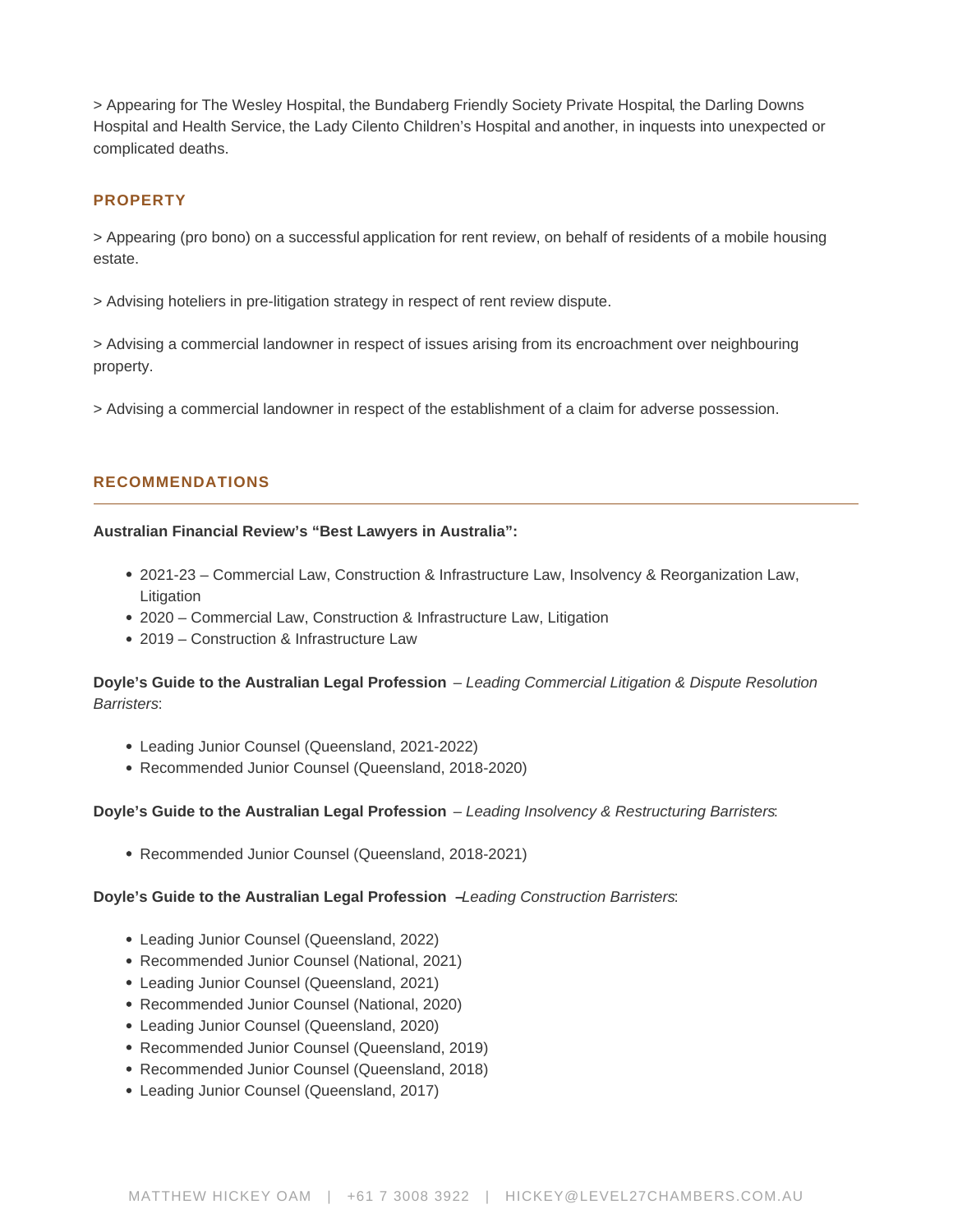> Appearing for The Wesley Hospital, the Bundaberg Friendly Society Private Hospital, the Darling Downs Hospital and Health Service, the Lady Cilento Children's Hospital and another, in inquests into unexpected or complicated deaths.

## PROPERTY

> Appearing (pro bono) on a successful application for rent review, on behalf of residents of a mobile housing estate.

> Advising hoteliers in pre-litigation strategy in respect of rent review dispute.

> Advising a commercial landowner in respect of issues arising from its encroachment over neighbouring property.

> Advising a commercial landowner in respect of the establishment of a claim for adverse possession.

## RECOMMENDATIONS

**Australian Financial Review's "Best Lawyers in Australia":**

- 2021-23 – Commercial Law, Construction & Infrastructure Law, Insolvency & Reorganization Law, Litigation
- 2020 – Commercial Law, Construction & Infrastructure Law, Litigation
- 2019 – Construction & Infrastructure Law

**Doyle's Guide to the Australian Legal Profession** – *Leading Commercial Litigation & Dispute Resolution Barristers*:

- Leading Junior Counsel (Queensland, 2021-2022)
- Recommended Junior Counsel (Queensland, 2018-2020)

**Doyle's Guide to the Australian Legal Profession** – *Leading Insolvency & Restructuring Barristers*:

- Recommended Junior Counsel (Queensland, 2018-2021)

**Doyle's Guide to the Australian Legal Profession** – *Leading Construction Barristers*:

- Leading Junior Counsel (Queensland, 2022)
- Recommended Junior Counsel (National, 2021)
- Leading Junior Counsel (Queensland, 2021)
- Recommended Junior Counsel (National, 2020)
- Leading Junior Counsel (Queensland, 2020)
- Recommended Junior Counsel (Queensland, 2019)
- Recommended Junior Counsel (Queensland, 2018)
- Leading Junior Counsel (Queensland, 2017)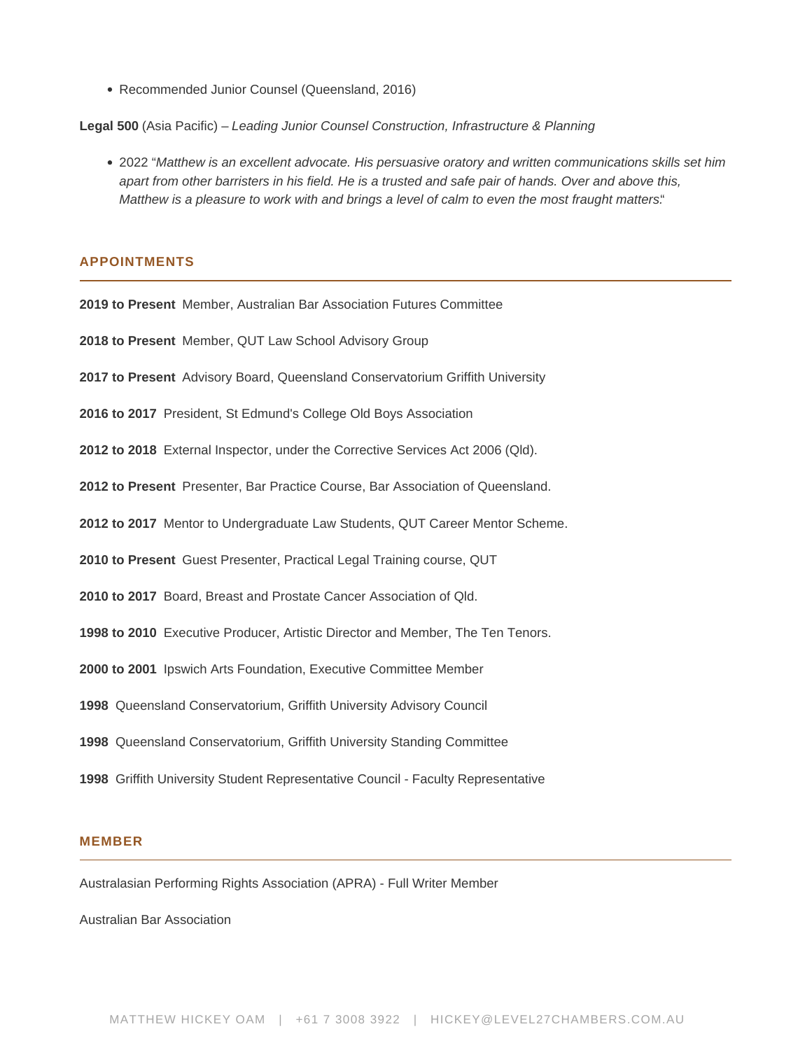- Recommended Junior Counsel (Queensland, 2016)

**Legal 500** (Asia Pacific) – *Leading Junior Counsel Construction, Infrastructure & Planning*

- 2022 "*Matthew is an excellent advocate. His persuasive oratory and written communications skills set him apart from other barristers in his field. He is a trusted and safe pair of hands. Over and above this, Matthew is a pleasure to work with and brings a level of calm to even the most fraught matters*."

## APPOINTMENTS

**2019 to Present** Member, Australian Bar Association Futures Committee

**2018 to Present** Member, QUT Law School Advisory Group

**2017 to Present** Advisory Board, Queensland Conservatorium Griffith University

**2016 to 2017** President, St Edmund's College Old Boys Association

**2012 to 2018** External Inspector, under the Corrective Services Act 2006 (Qld).

**2012 to Present** Presenter, Bar Practice Course, Bar Association of Queensland.

**2012 to 2017** Mentor to Undergraduate Law Students, QUT Career Mentor Scheme.

**2010 to Present** Guest Presenter, Practical Legal Training course, QUT

**2010 to 2017** Board, Breast and Prostate Cancer Association of Qld.

**1998 to 2010** Executive Producer, Artistic Director and Member, The Ten Tenors.

**2000 to 2001** Ipswich Arts Foundation, Executive Committee Member

**1998** Queensland Conservatorium, Griffith University Advisory Council

**1998** Queensland Conservatorium, Griffith University Standing Committee

**1998** Griffith University Student Representative Council - Faculty Representative

## MEMBER

Australasian Performing Rights Association (APRA) - Full Writer Member

Australian Bar Association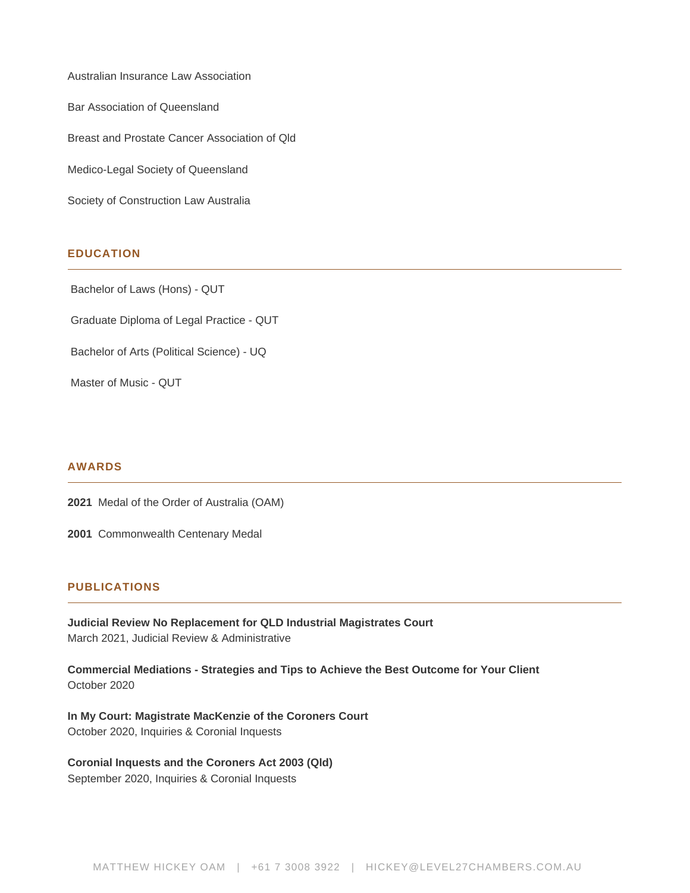Australian Insurance Law Association

Bar Association of Queensland

Breast and Prostate Cancer Association of Qld

Medico-Legal Society of Queensland

Society of Construction Law Australia

## EDUCATION

Bachelor of Laws (Hons) - QUT

Graduate Diploma of Legal Practice - QUT

Bachelor of Arts (Political Science) - UQ

Master of Music - QUT

## AWARDS

**2021** Medal of the Order of Australia (OAM)

**2001** Commonwealth Centenary Medal

## PUBLICATIONS

**Judicial Review No Replacement for QLD Industrial Magistrates Court**
March 2021, Judicial Review & Administrative

**Commercial Mediations - Strategies and Tips to Achieve the Best Outcome for Your Client**
October 2020

**In My Court: Magistrate MacKenzie of the Coroners Court**
October 2020, Inquiries & Coronial Inquests

**Coronial Inquests and the Coroners Act 2003 (Qld)**
September 2020, Inquiries & Coronial Inquests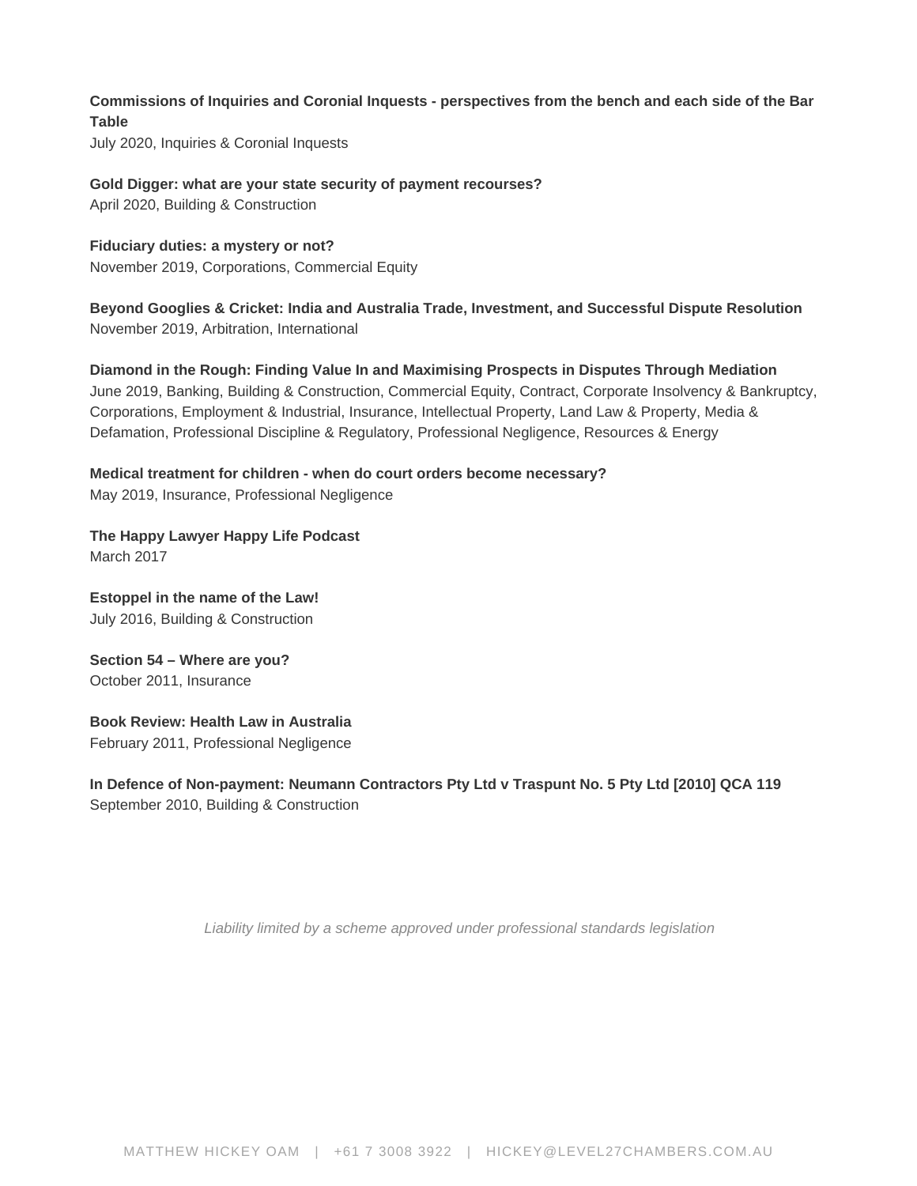**Commissions of Inquiries and Coronial Inquests - perspectives from the bench and each side of the Bar Table**
July 2020, Inquiries & Coronial Inquests

**Gold Digger: what are your state security of payment recourses?**
April 2020, Building & Construction

**Fiduciary duties: a mystery or not?**
November 2019, Corporations, Commercial Equity

**Beyond Googlies & Cricket: India and Australia Trade, Investment, and Successful Dispute Resolution**
November 2019, Arbitration, International

**Diamond in the Rough: Finding Value In and Maximising Prospects in Disputes Through Mediation**
June 2019, Banking, Building & Construction, Commercial Equity, Contract, Corporate Insolvency & Bankruptcy, Corporations, Employment & Industrial, Insurance, Intellectual Property, Land Law & Property, Media & Defamation, Professional Discipline & Regulatory, Professional Negligence, Resources & Energy

**Medical treatment for children - when do court orders become necessary?**
May 2019, Insurance, Professional Negligence

**The Happy Lawyer Happy Life Podcast**
March 2017

**Estoppel in the name of the Law!**
July 2016, Building & Construction

**Section 54 – Where are you?**
October 2011, Insurance

**Book Review: Health Law in Australia**
February 2011, Professional Negligence

**In Defence of Non-payment: Neumann Contractors Pty Ltd v Traspunt No. 5 Pty Ltd [2010] QCA 119**
September 2010, Building & Construction

*Liability limited by a scheme approved under professional standards legislation*